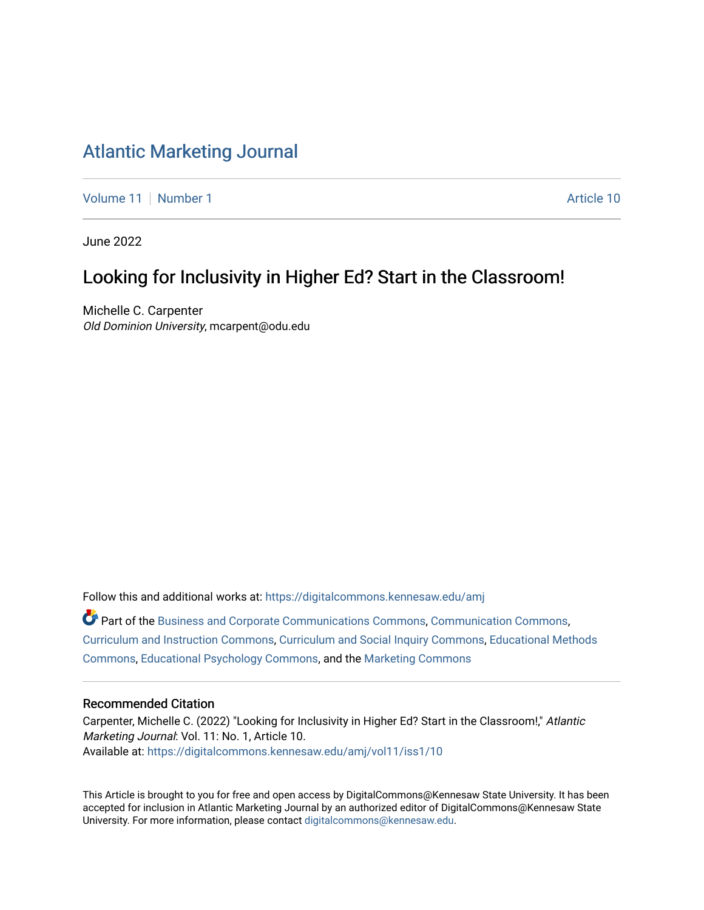# Atlantic Marketing Journal

Volume 11 | Number 1 | Article 10

June 2022

## Looking for Inclusivity in Higher Ed? Start in the Classroom!

Michelle C. Carpenter
*Old Dominion University*, mcarpent@odu.edu

Follow this and additional works at: https://digitalcommons.kennesaw.edu/amj

Part of the Business and Corporate Communications Commons, Communication Commons, Curriculum and Instruction Commons, Curriculum and Social Inquiry Commons, Educational Methods Commons, Educational Psychology Commons, and the Marketing Commons

### Recommended Citation

Carpenter, Michelle C. (2022) "Looking for Inclusivity in Higher Ed? Start in the Classroom!," *Atlantic Marketing Journal*: Vol. 11: No. 1, Article 10.
Available at: https://digitalcommons.kennesaw.edu/amj/vol11/iss1/10

This Article is brought to you for free and open access by DigitalCommons@Kennesaw State University. It has been accepted for inclusion in Atlantic Marketing Journal by an authorized editor of DigitalCommons@Kennesaw State University. For more information, please contact digitalcommons@kennesaw.edu.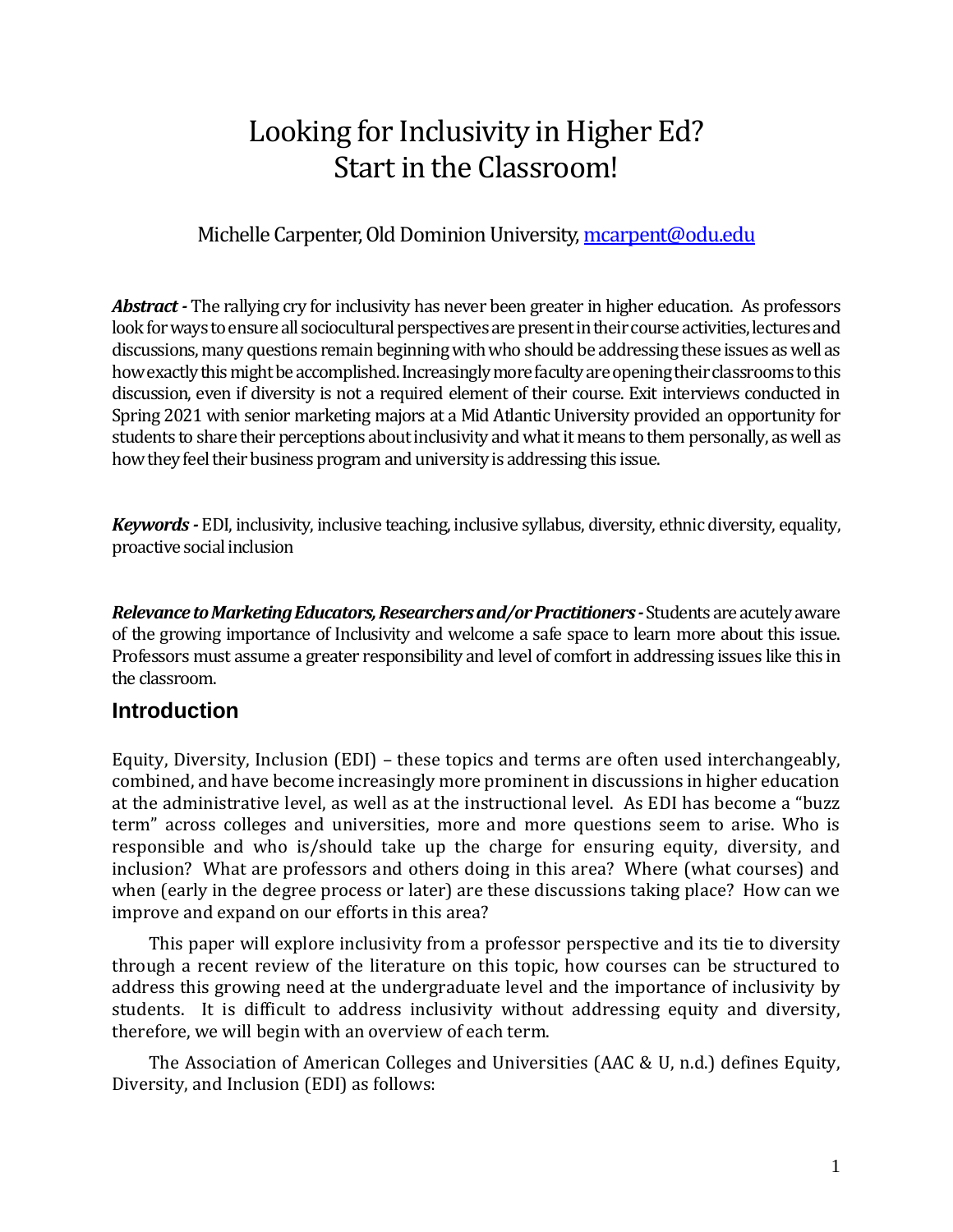# Looking for Inclusivity in Higher Ed? Start in the Classroom!

Michelle Carpenter, Old Dominion University, mcarpent@odu.edu

***Abstract -*** The rallying cry for inclusivity has never been greater in higher education. As professors look for ways to ensure all sociocultural perspectives are present in their course activities, lectures and discussions, many questions remain beginning with who should be addressing these issues as well as how exactly this might be accomplished. Increasingly more faculty are opening their classrooms to this discussion, even if diversity is not a required element of their course. Exit interviews conducted in Spring 2021 with senior marketing majors at a Mid Atlantic University provided an opportunity for students to share their perceptions about inclusivity and what it means to them personally, as well as how they feel their business program and university is addressing this issue.

***Keywords -*** EDI, inclusivity, inclusive teaching, inclusive syllabus, diversity, ethnic diversity, equality, proactive social inclusion

***Relevance to Marketing Educators, Researchers and/or Practitioners -*** Students are acutely aware of the growing importance of Inclusivity and welcome a safe space to learn more about this issue. Professors must assume a greater responsibility and level of comfort in addressing issues like this in the classroom.

## Introduction

Equity, Diversity, Inclusion (EDI) – these topics and terms are often used interchangeably, combined, and have become increasingly more prominent in discussions in higher education at the administrative level, as well as at the instructional level. As EDI has become a "buzz term" across colleges and universities, more and more questions seem to arise. Who is responsible and who is/should take up the charge for ensuring equity, diversity, and inclusion? What are professors and others doing in this area? Where (what courses) and when (early in the degree process or later) are these discussions taking place? How can we improve and expand on our efforts in this area?

This paper will explore inclusivity from a professor perspective and its tie to diversity through a recent review of the literature on this topic, how courses can be structured to address this growing need at the undergraduate level and the importance of inclusivity by students. It is difficult to address inclusivity without addressing equity and diversity, therefore, we will begin with an overview of each term.

The Association of American Colleges and Universities (AAC & U, n.d.) defines Equity, Diversity, and Inclusion (EDI) as follows: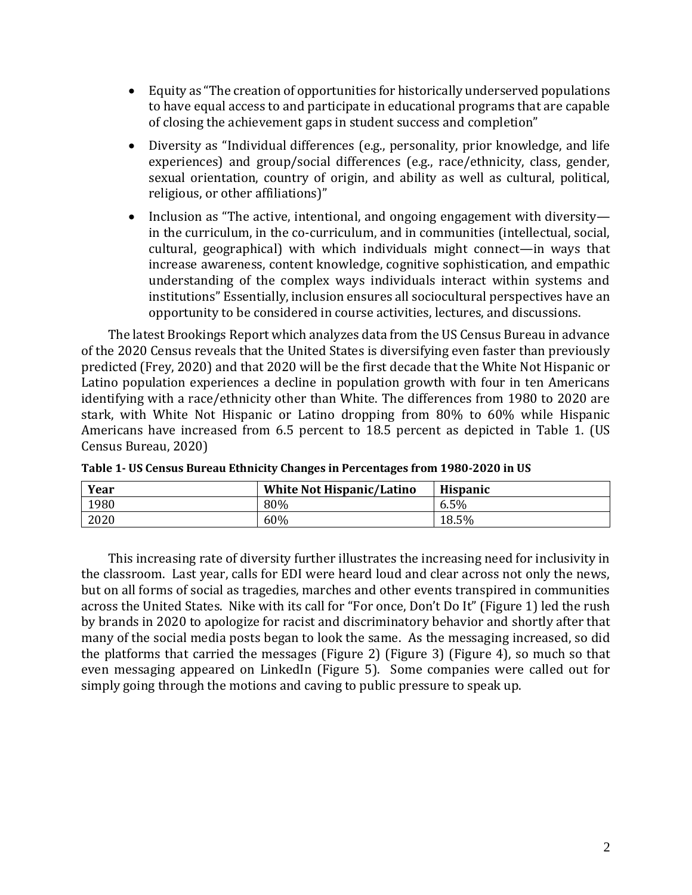- Equity as "The creation of opportunities for historically underserved populations to have equal access to and participate in educational programs that are capable of closing the achievement gaps in student success and completion"
- Diversity as "Individual differences (e.g., personality, prior knowledge, and life experiences) and group/social differences (e.g., race/ethnicity, class, gender, sexual orientation, country of origin, and ability as well as cultural, political, religious, or other affiliations)"
- Inclusion as "The active, intentional, and ongoing engagement with diversity—in the curriculum, in the co-curriculum, and in communities (intellectual, social, cultural, geographical) with which individuals might connect—in ways that increase awareness, content knowledge, cognitive sophistication, and empathic understanding of the complex ways individuals interact within systems and institutions" Essentially, inclusion ensures all sociocultural perspectives have an opportunity to be considered in course activities, lectures, and discussions.

The latest Brookings Report which analyzes data from the US Census Bureau in advance of the 2020 Census reveals that the United States is diversifying even faster than previously predicted (Frey, 2020) and that 2020 will be the first decade that the White Not Hispanic or Latino population experiences a decline in population growth with four in ten Americans identifying with a race/ethnicity other than White. The differences from 1980 to 2020 are stark, with White Not Hispanic or Latino dropping from 80% to 60% while Hispanic Americans have increased from 6.5 percent to 18.5 percent as depicted in Table 1. (US Census Bureau, 2020)

**Table 1- US Census Bureau Ethnicity Changes in Percentages from 1980-2020 in US**

| Year | White Not Hispanic/Latino | Hispanic |
|---|---|---|
| 1980 | 80% | 6.5% |
| 2020 | 60% | 18.5% |

This increasing rate of diversity further illustrates the increasing need for inclusivity in the classroom. Last year, calls for EDI were heard loud and clear across not only the news, but on all forms of social as tragedies, marches and other events transpired in communities across the United States. Nike with its call for "For once, Don't Do It" (Figure 1) led the rush by brands in 2020 to apologize for racist and discriminatory behavior and shortly after that many of the social media posts began to look the same. As the messaging increased, so did the platforms that carried the messages (Figure 2) (Figure 3) (Figure 4), so much so that even messaging appeared on LinkedIn (Figure 5). Some companies were called out for simply going through the motions and caving to public pressure to speak up.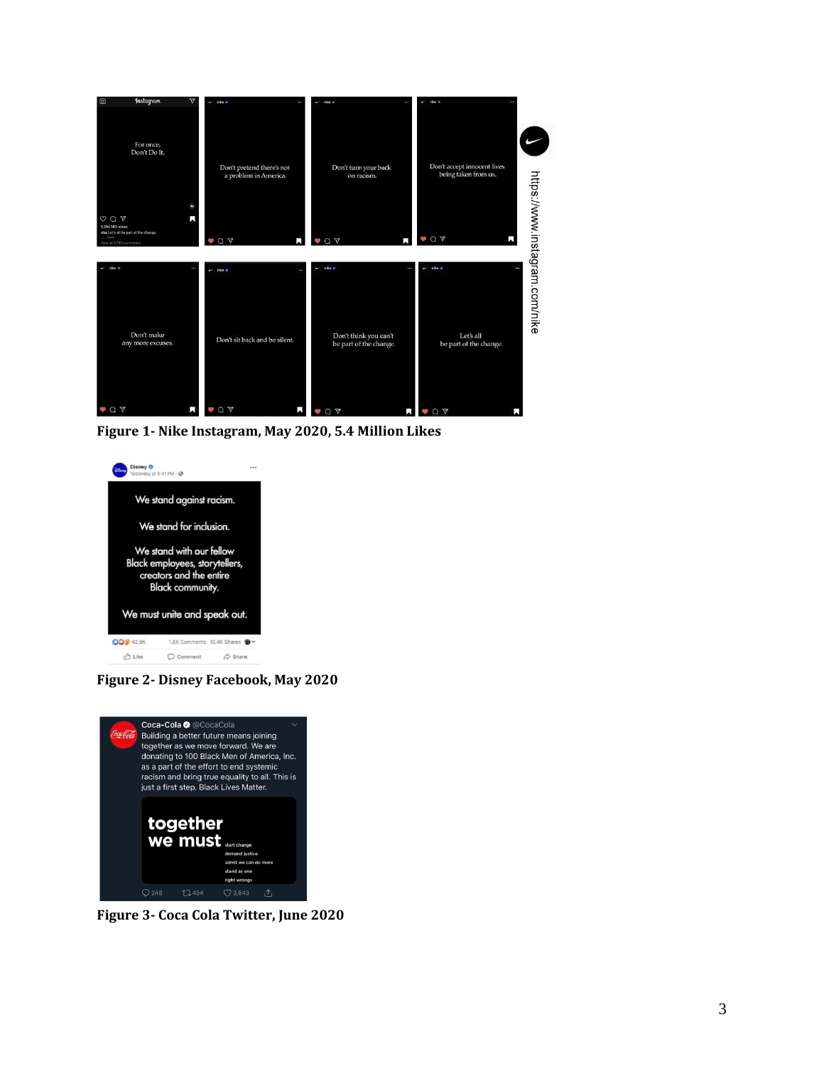Figure 1- Nike Instagram, May 2020, 5.4 Million Likes

Figure 2- Disney Facebook, May 2020

Figure 3- Coca Cola Twitter, June 2020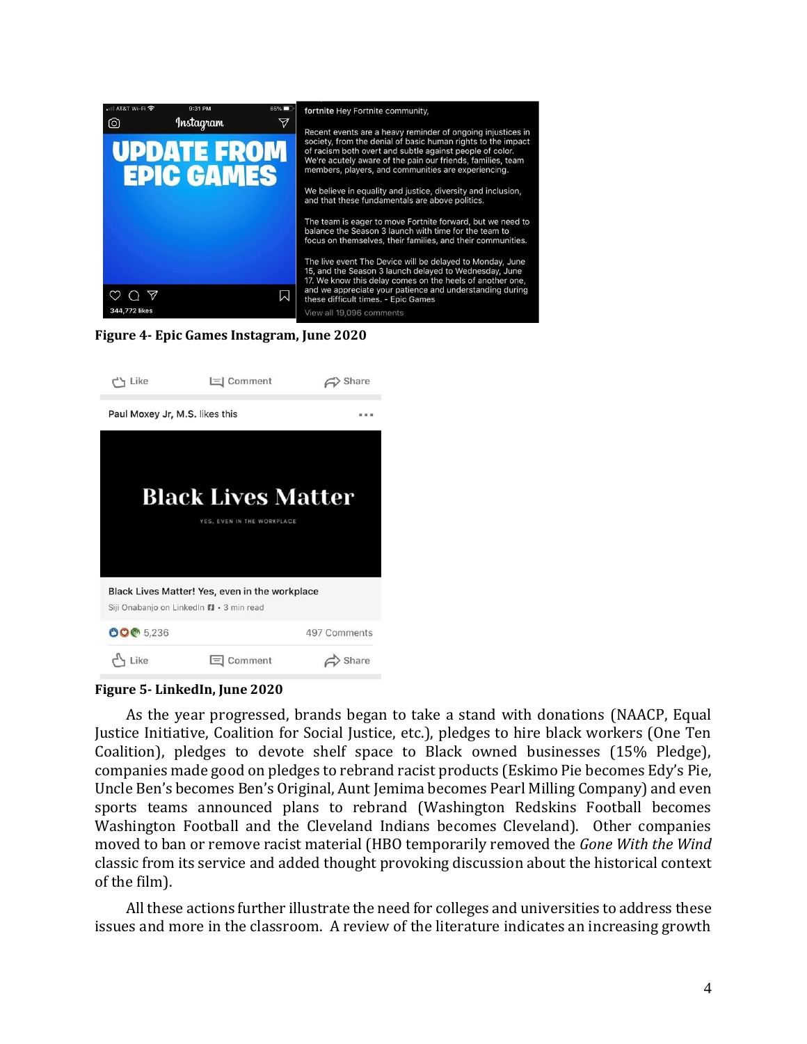**Figure 4- Epic Games Instagram, June 2020**

**Figure 5- LinkedIn, June 2020**

As the year progressed, brands began to take a stand with donations (NAACP, Equal Justice Initiative, Coalition for Social Justice, etc.), pledges to hire black workers (One Ten Coalition), pledges to devote shelf space to Black owned businesses (15% Pledge), companies made good on pledges to rebrand racist products (Eskimo Pie becomes Edy's Pie, Uncle Ben's becomes Ben's Original, Aunt Jemima becomes Pearl Milling Company) and even sports teams announced plans to rebrand (Washington Redskins Football becomes Washington Football and the Cleveland Indians becomes Cleveland). Other companies moved to ban or remove racist material (HBO temporarily removed the *Gone With the Wind* classic from its service and added thought provoking discussion about the historical context of the film).

All these actions further illustrate the need for colleges and universities to address these issues and more in the classroom. A review of the literature indicates an increasing growth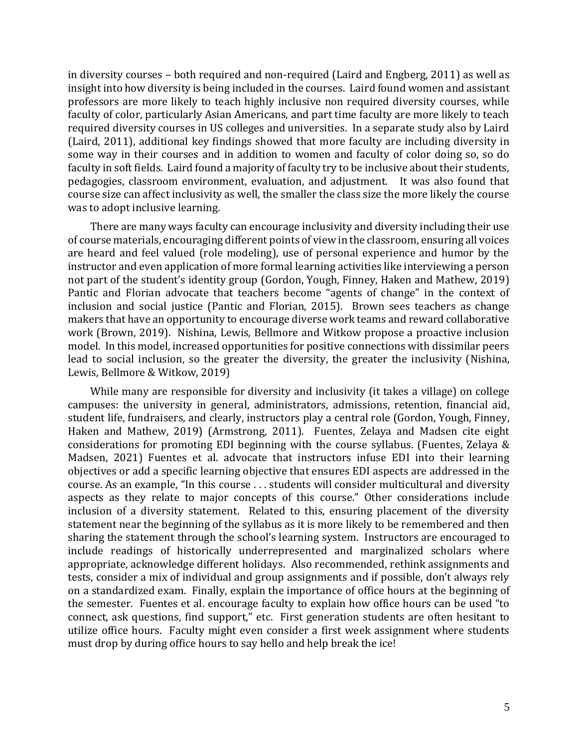in diversity courses – both required and non-required (Laird and Engberg, 2011) as well as insight into how diversity is being included in the courses. Laird found women and assistant professors are more likely to teach highly inclusive non required diversity courses, while faculty of color, particularly Asian Americans, and part time faculty are more likely to teach required diversity courses in US colleges and universities. In a separate study also by Laird (Laird, 2011), additional key findings showed that more faculty are including diversity in some way in their courses and in addition to women and faculty of color doing so, so do faculty in soft fields. Laird found a majority of faculty try to be inclusive about their students, pedagogies, classroom environment, evaluation, and adjustment. It was also found that course size can affect inclusivity as well, the smaller the class size the more likely the course was to adopt inclusive learning.

There are many ways faculty can encourage inclusivity and diversity including their use of course materials, encouraging different points of view in the classroom, ensuring all voices are heard and feel valued (role modeling), use of personal experience and humor by the instructor and even application of more formal learning activities like interviewing a person not part of the student's identity group (Gordon, Yough, Finney, Haken and Mathew, 2019) Pantic and Florian advocate that teachers become "agents of change" in the context of inclusion and social justice (Pantic and Florian, 2015). Brown sees teachers as change makers that have an opportunity to encourage diverse work teams and reward collaborative work (Brown, 2019). Nishina, Lewis, Bellmore and Witkow propose a proactive inclusion model. In this model, increased opportunities for positive connections with dissimilar peers lead to social inclusion, so the greater the diversity, the greater the inclusivity (Nishina, Lewis, Bellmore & Witkow, 2019)

While many are responsible for diversity and inclusivity (it takes a village) on college campuses: the university in general, administrators, admissions, retention, financial aid, student life, fundraisers, and clearly, instructors play a central role (Gordon, Yough, Finney, Haken and Mathew, 2019) (Armstrong, 2011). Fuentes, Zelaya and Madsen cite eight considerations for promoting EDI beginning with the course syllabus. (Fuentes, Zelaya & Madsen, 2021) Fuentes et al. advocate that instructors infuse EDI into their learning objectives or add a specific learning objective that ensures EDI aspects are addressed in the course. As an example, "In this course . . . students will consider multicultural and diversity aspects as they relate to major concepts of this course." Other considerations include inclusion of a diversity statement. Related to this, ensuring placement of the diversity statement near the beginning of the syllabus as it is more likely to be remembered and then sharing the statement through the school's learning system. Instructors are encouraged to include readings of historically underrepresented and marginalized scholars where appropriate, acknowledge different holidays. Also recommended, rethink assignments and tests, consider a mix of individual and group assignments and if possible, don't always rely on a standardized exam. Finally, explain the importance of office hours at the beginning of the semester. Fuentes et al. encourage faculty to explain how office hours can be used "to connect, ask questions, find support," etc. First generation students are often hesitant to utilize office hours. Faculty might even consider a first week assignment where students must drop by during office hours to say hello and help break the ice!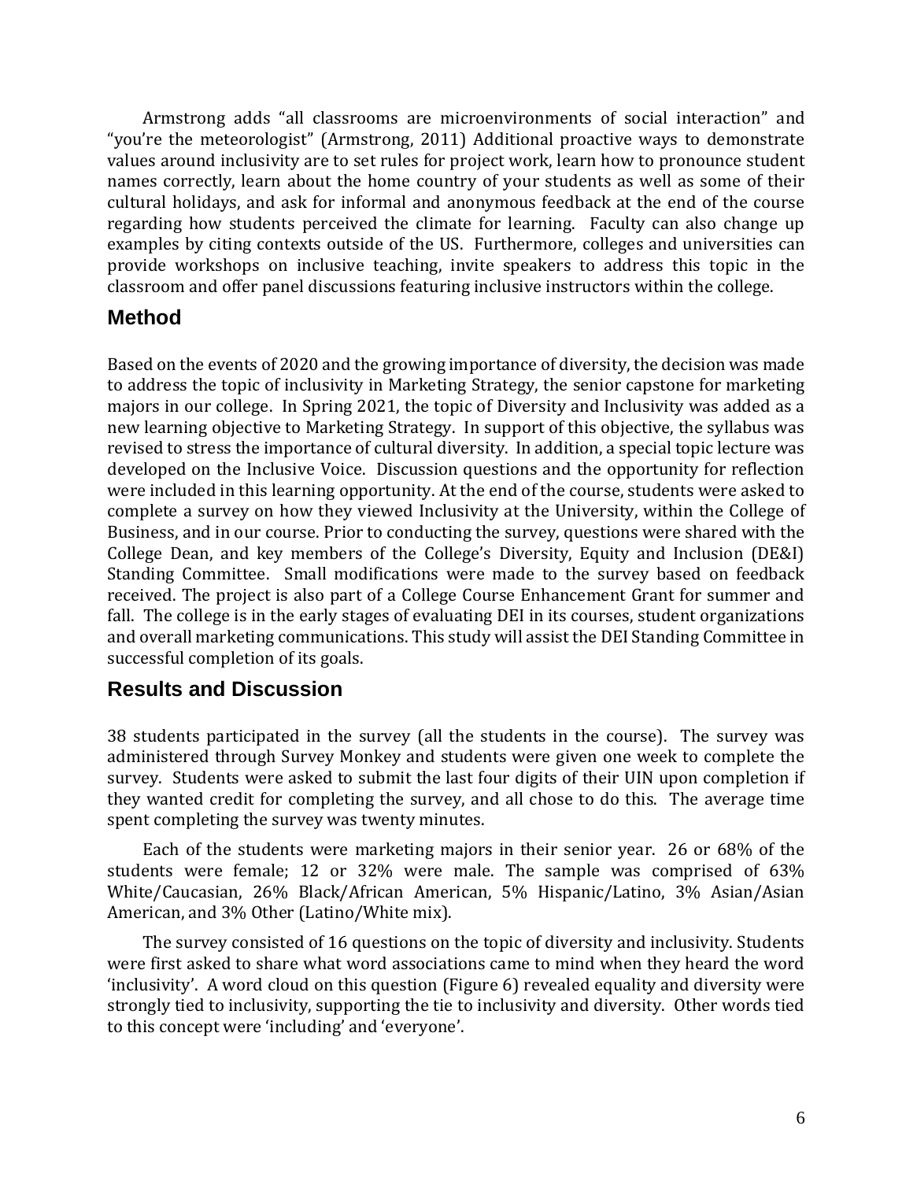Armstrong adds "all classrooms are microenvironments of social interaction" and "you're the meteorologist" (Armstrong, 2011) Additional proactive ways to demonstrate values around inclusivity are to set rules for project work, learn how to pronounce student names correctly, learn about the home country of your students as well as some of their cultural holidays, and ask for informal and anonymous feedback at the end of the course regarding how students perceived the climate for learning. Faculty can also change up examples by citing contexts outside of the US. Furthermore, colleges and universities can provide workshops on inclusive teaching, invite speakers to address this topic in the classroom and offer panel discussions featuring inclusive instructors within the college.

## Method

Based on the events of 2020 and the growing importance of diversity, the decision was made to address the topic of inclusivity in Marketing Strategy, the senior capstone for marketing majors in our college. In Spring 2021, the topic of Diversity and Inclusivity was added as a new learning objective to Marketing Strategy. In support of this objective, the syllabus was revised to stress the importance of cultural diversity. In addition, a special topic lecture was developed on the Inclusive Voice. Discussion questions and the opportunity for reflection were included in this learning opportunity. At the end of the course, students were asked to complete a survey on how they viewed Inclusivity at the University, within the College of Business, and in our course. Prior to conducting the survey, questions were shared with the College Dean, and key members of the College's Diversity, Equity and Inclusion (DE&I) Standing Committee. Small modifications were made to the survey based on feedback received. The project is also part of a College Course Enhancement Grant for summer and fall. The college is in the early stages of evaluating DEI in its courses, student organizations and overall marketing communications. This study will assist the DEI Standing Committee in successful completion of its goals.

## Results and Discussion

38 students participated in the survey (all the students in the course). The survey was administered through Survey Monkey and students were given one week to complete the survey. Students were asked to submit the last four digits of their UIN upon completion if they wanted credit for completing the survey, and all chose to do this. The average time spent completing the survey was twenty minutes.

Each of the students were marketing majors in their senior year. 26 or 68% of the students were female; 12 or 32% were male. The sample was comprised of 63% White/Caucasian, 26% Black/African American, 5% Hispanic/Latino, 3% Asian/Asian American, and 3% Other (Latino/White mix).

The survey consisted of 16 questions on the topic of diversity and inclusivity. Students were first asked to share what word associations came to mind when they heard the word 'inclusivity'. A word cloud on this question (Figure 6) revealed equality and diversity were strongly tied to inclusivity, supporting the tie to inclusivity and diversity. Other words tied to this concept were 'including' and 'everyone'.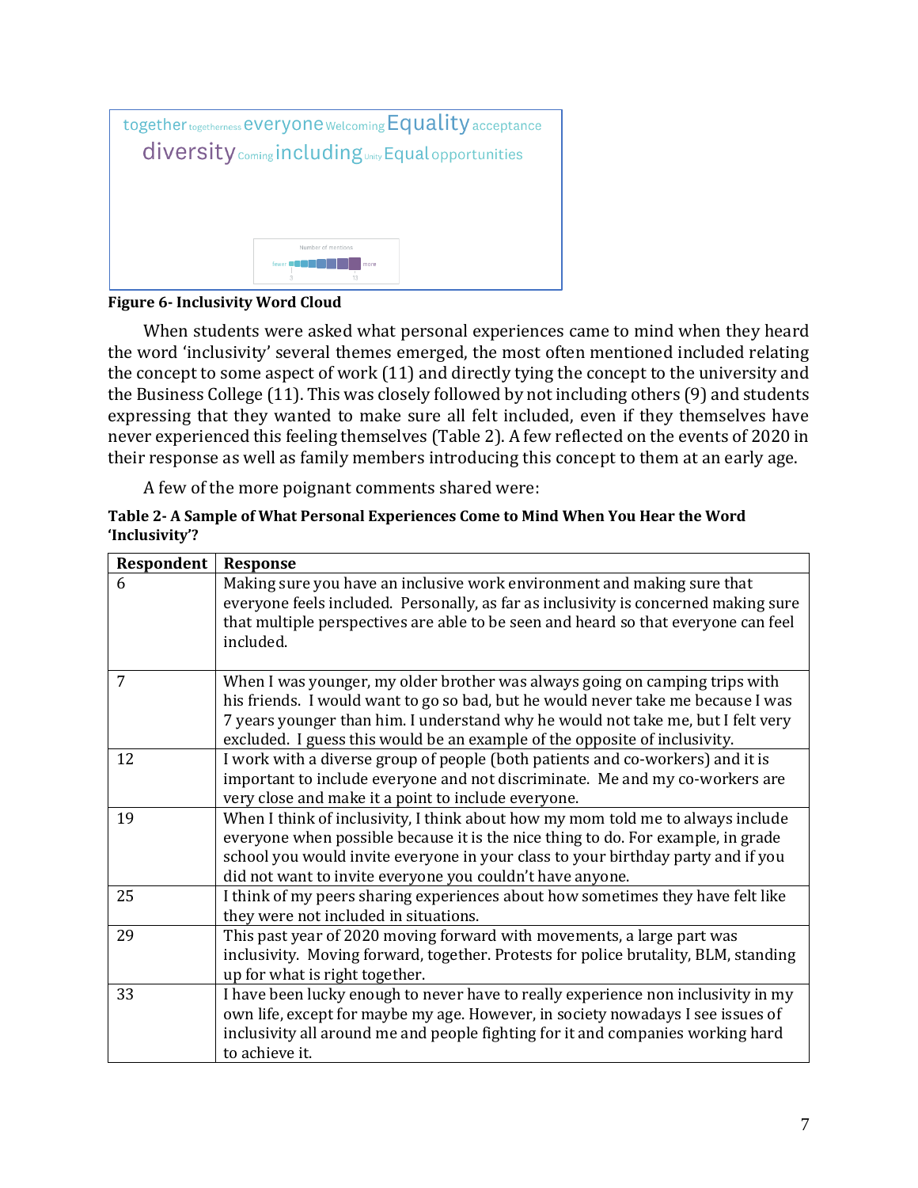together togetherness everyone Welcoming Equality acceptance diversity Coming including Unity Equal opportunities

Number of mentions

fewer more

3 13

**Figure 6- Inclusivity Word Cloud**

When students were asked what personal experiences came to mind when they heard the word 'inclusivity' several themes emerged, the most often mentioned included relating the concept to some aspect of work (11) and directly tying the concept to the university and the Business College (11). This was closely followed by not including others (9) and students expressing that they wanted to make sure all felt included, even if they themselves have never experienced this feeling themselves (Table 2). A few reflected on the events of 2020 in their response as well as family members introducing this concept to them at an early age.

A few of the more poignant comments shared were:

**Table 2- A Sample of What Personal Experiences Come to Mind When You Hear the Word 'Inclusivity'?**

| Respondent | Response |
|---|---|
| 6 | Making sure you have an inclusive work environment and making sure that everyone feels included. Personally, as far as inclusivity is concerned making sure that multiple perspectives are able to be seen and heard so that everyone can feel included. |
| 7 | When I was younger, my older brother was always going on camping trips with his friends. I would want to go so bad, but he would never take me because I was 7 years younger than him. I understand why he would not take me, but I felt very excluded. I guess this would be an example of the opposite of inclusivity. |
| 12 | I work with a diverse group of people (both patients and co-workers) and it is important to include everyone and not discriminate. Me and my co-workers are very close and make it a point to include everyone. |
| 19 | When I think of inclusivity, I think about how my mom told me to always include everyone when possible because it is the nice thing to do. For example, in grade school you would invite everyone in your class to your birthday party and if you did not want to invite everyone you couldn't have anyone. |
| 25 | I think of my peers sharing experiences about how sometimes they have felt like they were not included in situations. |
| 29 | This past year of 2020 moving forward with movements, a large part was inclusivity. Moving forward, together. Protests for police brutality, BLM, standing up for what is right together. |
| 33 | I have been lucky enough to never have to really experience non inclusivity in my own life, except for maybe my age. However, in society nowadays I see issues of inclusivity all around me and people fighting for it and companies working hard to achieve it. |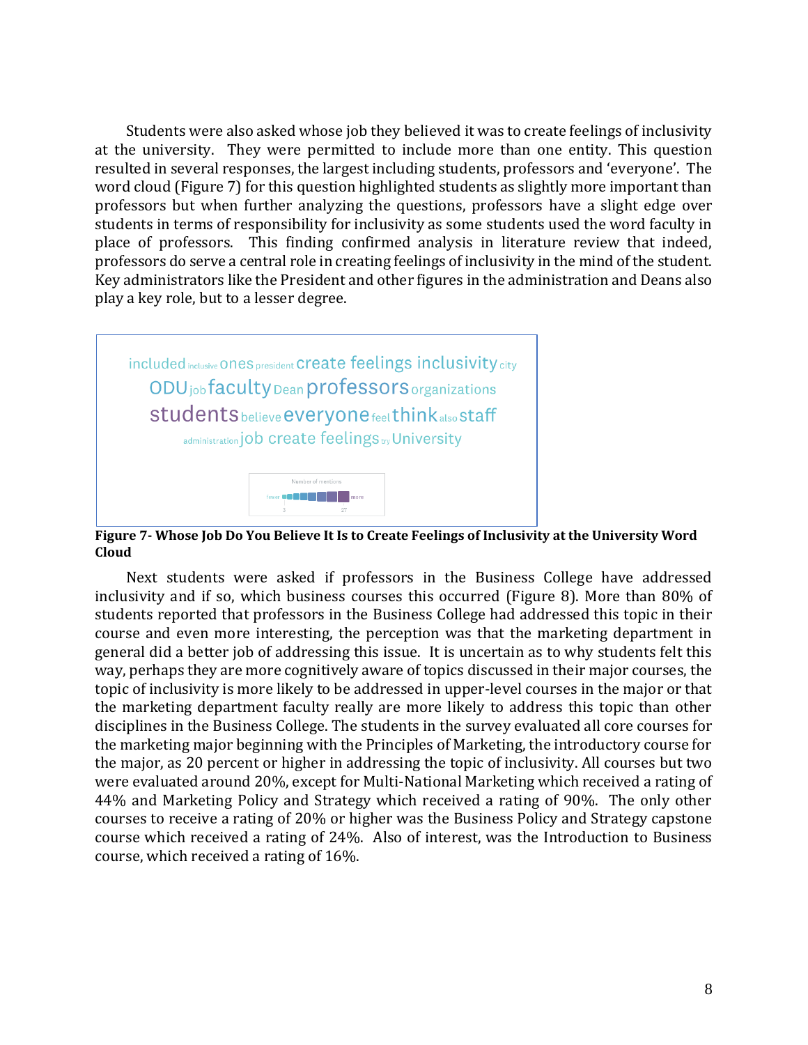Students were also asked whose job they believed it was to create feelings of inclusivity at the university. They were permitted to include more than one entity. This question resulted in several responses, the largest including students, professors and 'everyone'. The word cloud (Figure 7) for this question highlighted students as slightly more important than professors but when further analyzing the questions, professors have a slight edge over students in terms of responsibility for inclusivity as some students used the word faculty in place of professors. This finding confirmed analysis in literature review that indeed, professors do serve a central role in creating feelings of inclusivity in the mind of the student. Key administrators like the President and other figures in the administration and Deans also play a key role, but to a lesser degree.

**Figure 7- Whose Job Do You Believe It Is to Create Feelings of Inclusivity at the University Word Cloud**

Next students were asked if professors in the Business College have addressed inclusivity and if so, which business courses this occurred (Figure 8). More than 80% of students reported that professors in the Business College had addressed this topic in their course and even more interesting, the perception was that the marketing department in general did a better job of addressing this issue. It is uncertain as to why students felt this way, perhaps they are more cognitively aware of topics discussed in their major courses, the topic of inclusivity is more likely to be addressed in upper-level courses in the major or that the marketing department faculty really are more likely to address this topic than other disciplines in the Business College. The students in the survey evaluated all core courses for the marketing major beginning with the Principles of Marketing, the introductory course for the major, as 20 percent or higher in addressing the topic of inclusivity. All courses but two were evaluated around 20%, except for Multi-National Marketing which received a rating of 44% and Marketing Policy and Strategy which received a rating of 90%. The only other courses to receive a rating of 20% or higher was the Business Policy and Strategy capstone course which received a rating of 24%. Also of interest, was the Introduction to Business course, which received a rating of 16%.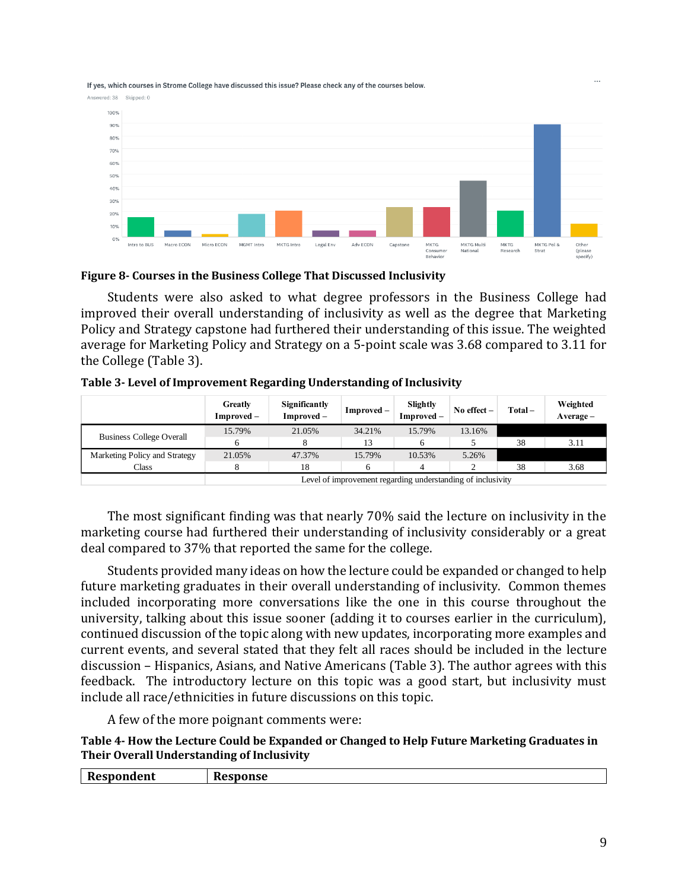If yes, which courses in Strome College have discussed this issue? Please check any of the courses below.

Answered: 38 Skipped: 0

**Figure 8- Courses in the Business College That Discussed Inclusivity**

Students were also asked to what degree professors in the Business College had improved their overall understanding of inclusivity as well as the degree that Marketing Policy and Strategy capstone had furthered their understanding of this issue. The weighted average for Marketing Policy and Strategy on a 5-point scale was 3.68 compared to 3.11 for the College (Table 3).

**Table 3- Level of Improvement Regarding Understanding of Inclusivity**

| | Greatly Improved – | Significantly Improved – | Improved – | Slightly Improved – | No effect – | Total – | Weighted Average – |
|---|---|---|---|---|---|---|---|
| Business College Overall | 15.79% | 21.05% | 34.21% | 15.79% | 13.16% | | |
| | 6 | 8 | 13 | 6 | 5 | 38 | 3.11 |
| Marketing Policy and Strategy Class | 21.05% | 47.37% | 15.79% | 10.53% | 5.26% | | |
| | 8 | 18 | 6 | 4 | 2 | 38 | 3.68 |
| | Level of improvement regarding understanding of inclusivity | | | | | | |

The most significant finding was that nearly 70% said the lecture on inclusivity in the marketing course had furthered their understanding of inclusivity considerably or a great deal compared to 37% that reported the same for the college.

Students provided many ideas on how the lecture could be expanded or changed to help future marketing graduates in their overall understanding of inclusivity. Common themes included incorporating more conversations like the one in this course throughout the university, talking about this issue sooner (adding it to courses earlier in the curriculum), continued discussion of the topic along with new updates, incorporating more examples and current events, and several stated that they felt all races should be included in the lecture discussion – Hispanics, Asians, and Native Americans (Table 3). The author agrees with this feedback. The introductory lecture on this topic was a good start, but inclusivity must include all race/ethnicities in future discussions on this topic.

A few of the more poignant comments were:

**Table 4- How the Lecture Could be Expanded or Changed to Help Future Marketing Graduates in Their Overall Understanding of Inclusivity**

| Respondent | Response |
|---|---|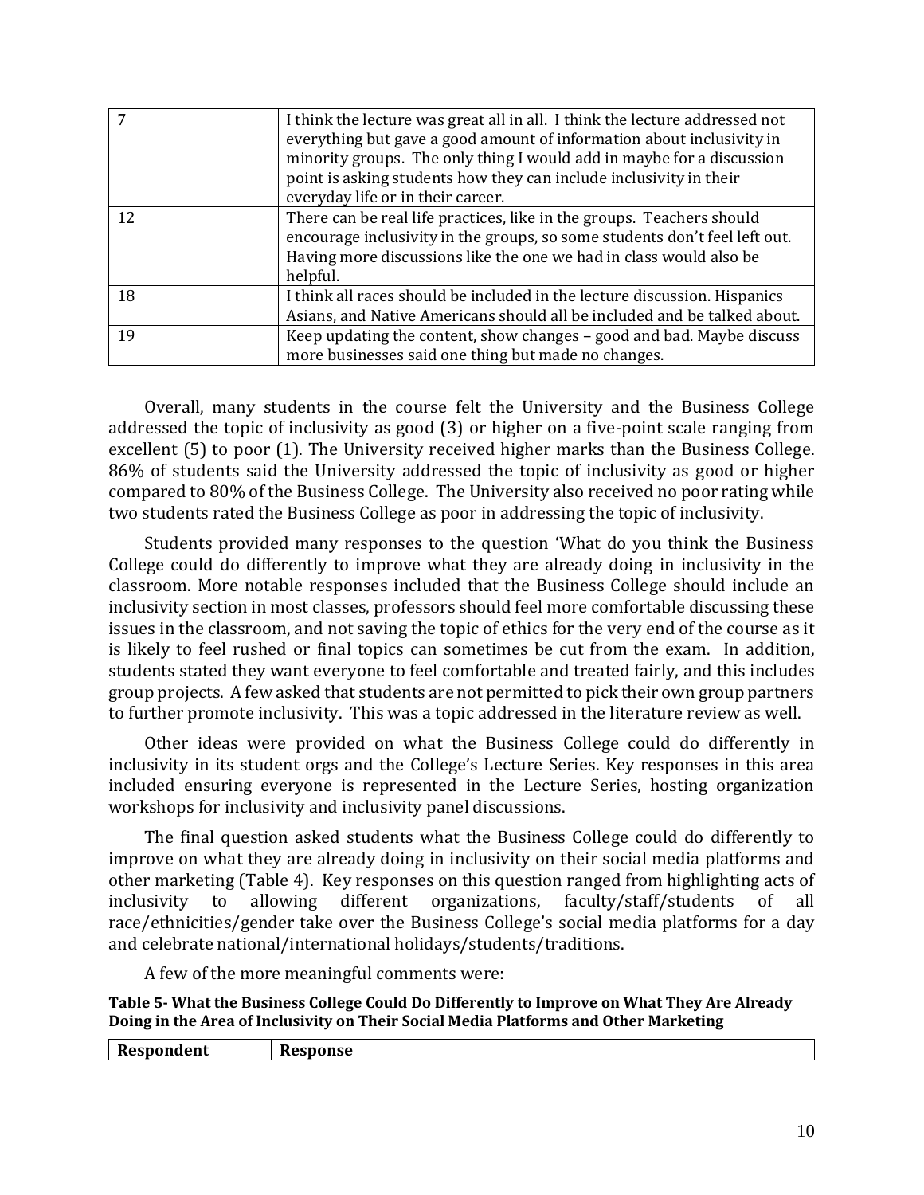| | |
|---|---|
| 7 | I think the lecture was great all in all. I think the lecture addressed not everything but gave a good amount of information about inclusivity in minority groups. The only thing I would add in maybe for a discussion point is asking students how they can include inclusivity in their everyday life or in their career. |
| 12 | There can be real life practices, like in the groups. Teachers should encourage inclusivity in the groups, so some students don't feel left out. Having more discussions like the one we had in class would also be helpful. |
| 18 | I think all races should be included in the lecture discussion. Hispanics Asians, and Native Americans should all be included and be talked about. |
| 19 | Keep updating the content, show changes – good and bad. Maybe discuss more businesses said one thing but made no changes. |

Overall, many students in the course felt the University and the Business College addressed the topic of inclusivity as good (3) or higher on a five-point scale ranging from excellent (5) to poor (1). The University received higher marks than the Business College. 86% of students said the University addressed the topic of inclusivity as good or higher compared to 80% of the Business College. The University also received no poor rating while two students rated the Business College as poor in addressing the topic of inclusivity.

Students provided many responses to the question 'What do you think the Business College could do differently to improve what they are already doing in inclusivity in the classroom. More notable responses included that the Business College should include an inclusivity section in most classes, professors should feel more comfortable discussing these issues in the classroom, and not saving the topic of ethics for the very end of the course as it is likely to feel rushed or final topics can sometimes be cut from the exam. In addition, students stated they want everyone to feel comfortable and treated fairly, and this includes group projects. A few asked that students are not permitted to pick their own group partners to further promote inclusivity. This was a topic addressed in the literature review as well.

Other ideas were provided on what the Business College could do differently in inclusivity in its student orgs and the College's Lecture Series. Key responses in this area included ensuring everyone is represented in the Lecture Series, hosting organization workshops for inclusivity and inclusivity panel discussions.

The final question asked students what the Business College could do differently to improve on what they are already doing in inclusivity on their social media platforms and other marketing (Table 4). Key responses on this question ranged from highlighting acts of inclusivity to allowing different organizations, faculty/staff/students of all race/ethnicities/gender take over the Business College's social media platforms for a day and celebrate national/international holidays/students/traditions.

A few of the more meaningful comments were:

**Table 5- What the Business College Could Do Differently to Improve on What They Are Already Doing in the Area of Inclusivity on Their Social Media Platforms and Other Marketing**

| Respondent | Response |
|---|---|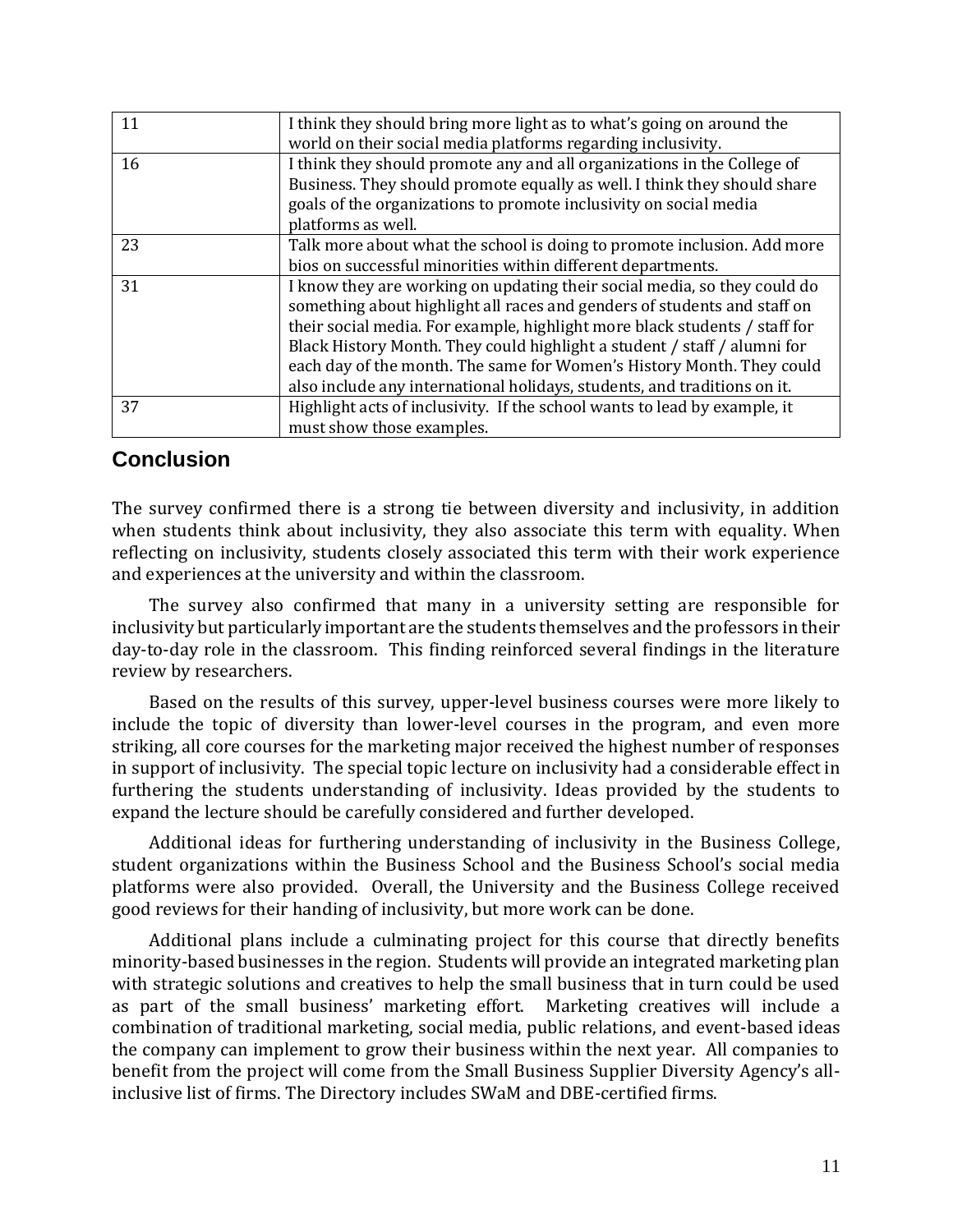| 11 | I think they should bring more light as to what's going on around the world on their social media platforms regarding inclusivity. |
|---|---|
| 16 | I think they should promote any and all organizations in the College of Business. They should promote equally as well. I think they should share goals of the organizations to promote inclusivity on social media platforms as well. |
| 23 | Talk more about what the school is doing to promote inclusion. Add more bios on successful minorities within different departments. |
| 31 | I know they are working on updating their social media, so they could do something about highlight all races and genders of students and staff on their social media. For example, highlight more black students / staff for Black History Month. They could highlight a student / staff / alumni for each day of the month. The same for Women's History Month. They could also include any international holidays, students, and traditions on it. |
| 37 | Highlight acts of inclusivity. If the school wants to lead by example, it must show those examples. |

## Conclusion

The survey confirmed there is a strong tie between diversity and inclusivity, in addition when students think about inclusivity, they also associate this term with equality. When reflecting on inclusivity, students closely associated this term with their work experience and experiences at the university and within the classroom.

The survey also confirmed that many in a university setting are responsible for inclusivity but particularly important are the students themselves and the professors in their day-to-day role in the classroom. This finding reinforced several findings in the literature review by researchers.

Based on the results of this survey, upper-level business courses were more likely to include the topic of diversity than lower-level courses in the program, and even more striking, all core courses for the marketing major received the highest number of responses in support of inclusivity. The special topic lecture on inclusivity had a considerable effect in furthering the students understanding of inclusivity. Ideas provided by the students to expand the lecture should be carefully considered and further developed.

Additional ideas for furthering understanding of inclusivity in the Business College, student organizations within the Business School and the Business School's social media platforms were also provided. Overall, the University and the Business College received good reviews for their handing of inclusivity, but more work can be done.

Additional plans include a culminating project for this course that directly benefits minority-based businesses in the region. Students will provide an integrated marketing plan with strategic solutions and creatives to help the small business that in turn could be used as part of the small business' marketing effort. Marketing creatives will include a combination of traditional marketing, social media, public relations, and event-based ideas the company can implement to grow their business within the next year. All companies to benefit from the project will come from the Small Business Supplier Diversity Agency's all-inclusive list of firms. The Directory includes SWaM and DBE-certified firms.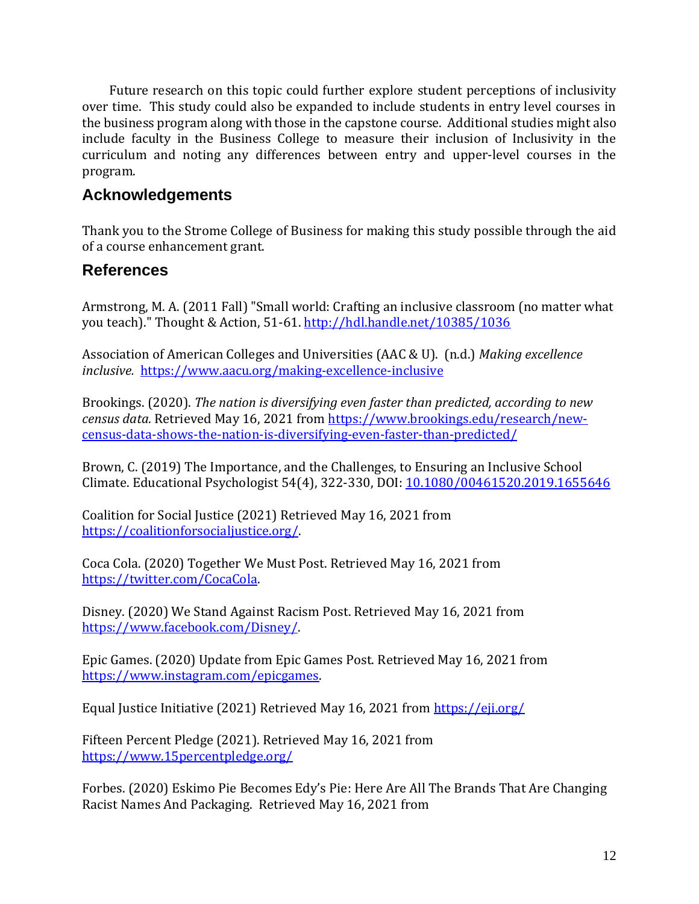Future research on this topic could further explore student perceptions of inclusivity over time. This study could also be expanded to include students in entry level courses in the business program along with those in the capstone course. Additional studies might also include faculty in the Business College to measure their inclusion of Inclusivity in the curriculum and noting any differences between entry and upper-level courses in the program.

## Acknowledgements

Thank you to the Strome College of Business for making this study possible through the aid of a course enhancement grant.

## References

Armstrong, M. A. (2011 Fall) "Small world: Crafting an inclusive classroom (no matter what you teach)." Thought & Action, 51-61. http://hdl.handle.net/10385/1036

Association of American Colleges and Universities (AAC & U). (n.d.) *Making excellence inclusive.* https://www.aacu.org/making-excellence-inclusive

Brookings. (2020). *The nation is diversifying even faster than predicted, according to new census data.* Retrieved May 16, 2021 from https://www.brookings.edu/research/new-census-data-shows-the-nation-is-diversifying-even-faster-than-predicted/

Brown, C. (2019) The Importance, and the Challenges, to Ensuring an Inclusive School Climate. Educational Psychologist 54(4), 322-330, DOI: 10.1080/00461520.2019.1655646

Coalition for Social Justice (2021) Retrieved May 16, 2021 from https://coalitionforsocialjustice.org/.

Coca Cola. (2020) Together We Must Post. Retrieved May 16, 2021 from https://twitter.com/CocaCola.

Disney. (2020) We Stand Against Racism Post. Retrieved May 16, 2021 from https://www.facebook.com/Disney/.

Epic Games. (2020) Update from Epic Games Post. Retrieved May 16, 2021 from https://www.instagram.com/epicgames.

Equal Justice Initiative (2021) Retrieved May 16, 2021 from https://eji.org/

Fifteen Percent Pledge (2021). Retrieved May 16, 2021 from https://www.15percentpledge.org/

Forbes. (2020) Eskimo Pie Becomes Edy's Pie: Here Are All The Brands That Are Changing Racist Names And Packaging. Retrieved May 16, 2021 from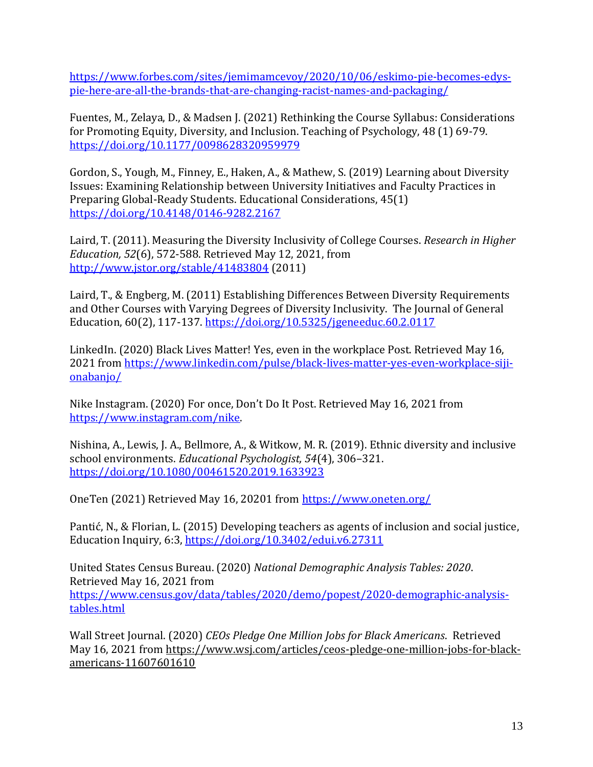https://www.forbes.com/sites/jemimamcevoy/2020/10/06/eskimo-pie-becomes-edys-pie-here-are-all-the-brands-that-are-changing-racist-names-and-packaging/

Fuentes, M., Zelaya, D., & Madsen J. (2021) Rethinking the Course Syllabus: Considerations for Promoting Equity, Diversity, and Inclusion. Teaching of Psychology, 48 (1) 69-79. https://doi.org/10.1177/0098628320959979

Gordon, S., Yough, M., Finney, E., Haken, A., & Mathew, S. (2019) Learning about Diversity Issues: Examining Relationship between University Initiatives and Faculty Practices in Preparing Global-Ready Students. Educational Considerations, 45(1) https://doi.org/10.4148/0146-9282.2167

Laird, T. (2011). Measuring the Diversity Inclusivity of College Courses. *Research in Higher Education, 52*(6), 572-588. Retrieved May 12, 2021, from http://www.jstor.org/stable/41483804 (2011)

Laird, T., & Engberg, M. (2011) Establishing Differences Between Diversity Requirements and Other Courses with Varying Degrees of Diversity Inclusivity. The Journal of General Education, 60(2), 117-137. https://doi.org/10.5325/jgeneeduc.60.2.0117

LinkedIn. (2020) Black Lives Matter! Yes, even in the workplace Post. Retrieved May 16, 2021 from https://www.linkedin.com/pulse/black-lives-matter-yes-even-workplace-siji-onabanjo/

Nike Instagram. (2020) For once, Don't Do It Post. Retrieved May 16, 2021 from https://www.instagram.com/nike.

Nishina, A., Lewis, J. A., Bellmore, A., & Witkow, M. R. (2019). Ethnic diversity and inclusive school environments. *Educational Psychologist, 54*(4), 306–321. https://doi.org/10.1080/00461520.2019.1633923

OneTen (2021) Retrieved May 16, 20201 from https://www.oneten.org/

Pantić, N., & Florian, L. (2015) Developing teachers as agents of inclusion and social justice, Education Inquiry, 6:3, https://doi.org/10.3402/edui.v6.27311

United States Census Bureau. (2020) *National Demographic Analysis Tables: 2020*. Retrieved May 16, 2021 from https://www.census.gov/data/tables/2020/demo/popest/2020-demographic-analysis-tables.html

Wall Street Journal. (2020) *CEOs Pledge One Million Jobs for Black Americans*. Retrieved May 16, 2021 from https://www.wsj.com/articles/ceos-pledge-one-million-jobs-for-black-americans-11607601610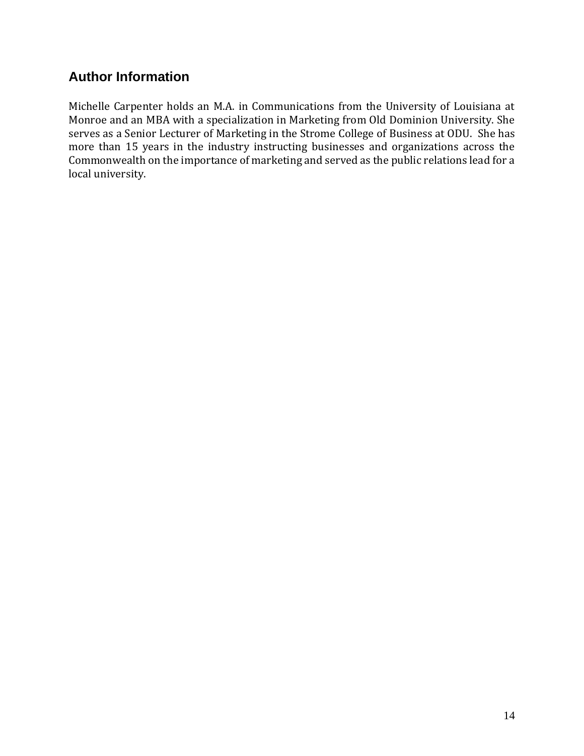## Author Information

Michelle Carpenter holds an M.A. in Communications from the University of Louisiana at Monroe and an MBA with a specialization in Marketing from Old Dominion University. She serves as a Senior Lecturer of Marketing in the Strome College of Business at ODU. She has more than 15 years in the industry instructing businesses and organizations across the Commonwealth on the importance of marketing and served as the public relations lead for a local university.